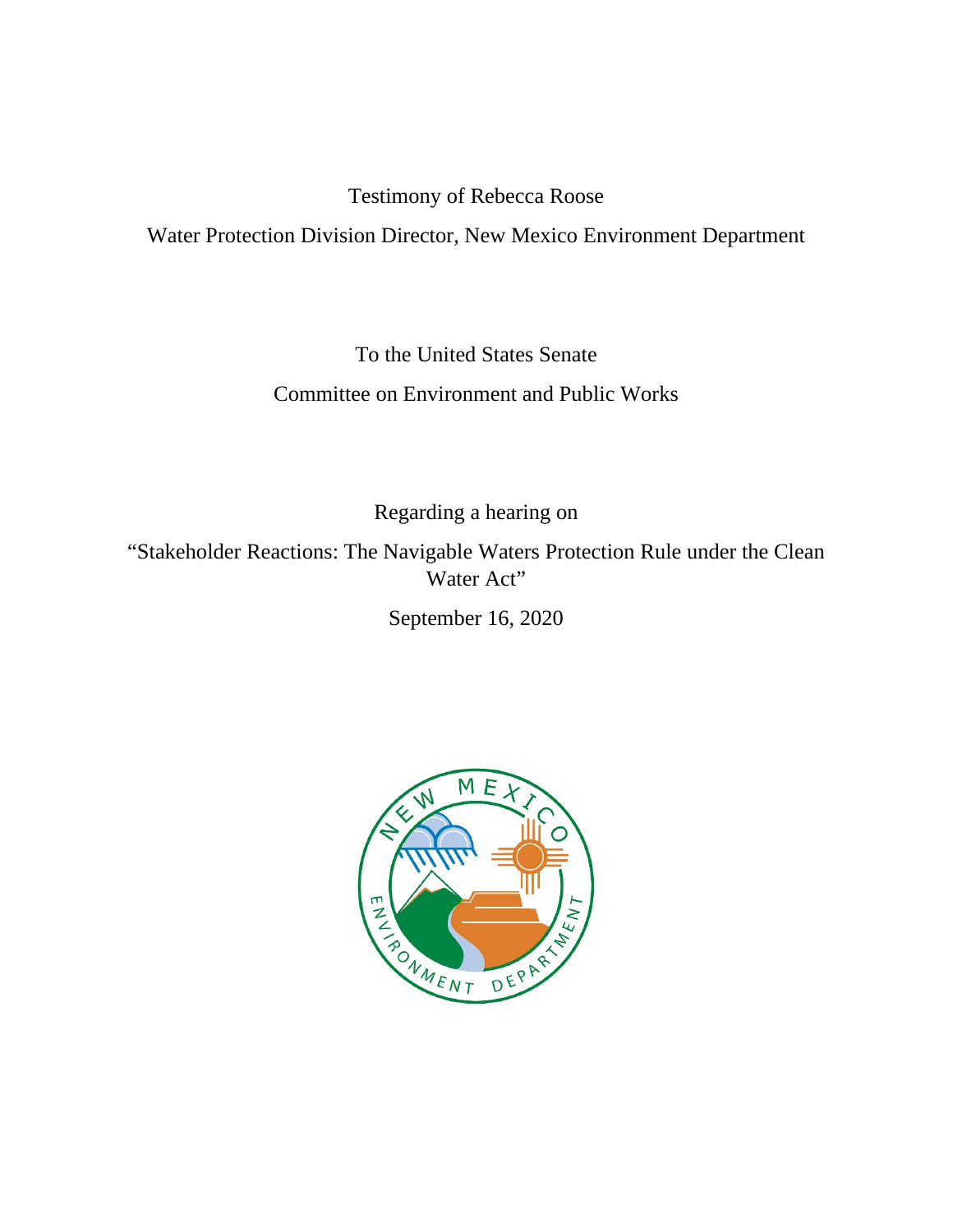Testimony of Rebecca Roose

Water Protection Division Director, New Mexico Environment Department

To the United States Senate

Committee on Environment and Public Works

Regarding a hearing on

"Stakeholder Reactions: The Navigable Waters Protection Rule under the Clean Water Act"

September 16, 2020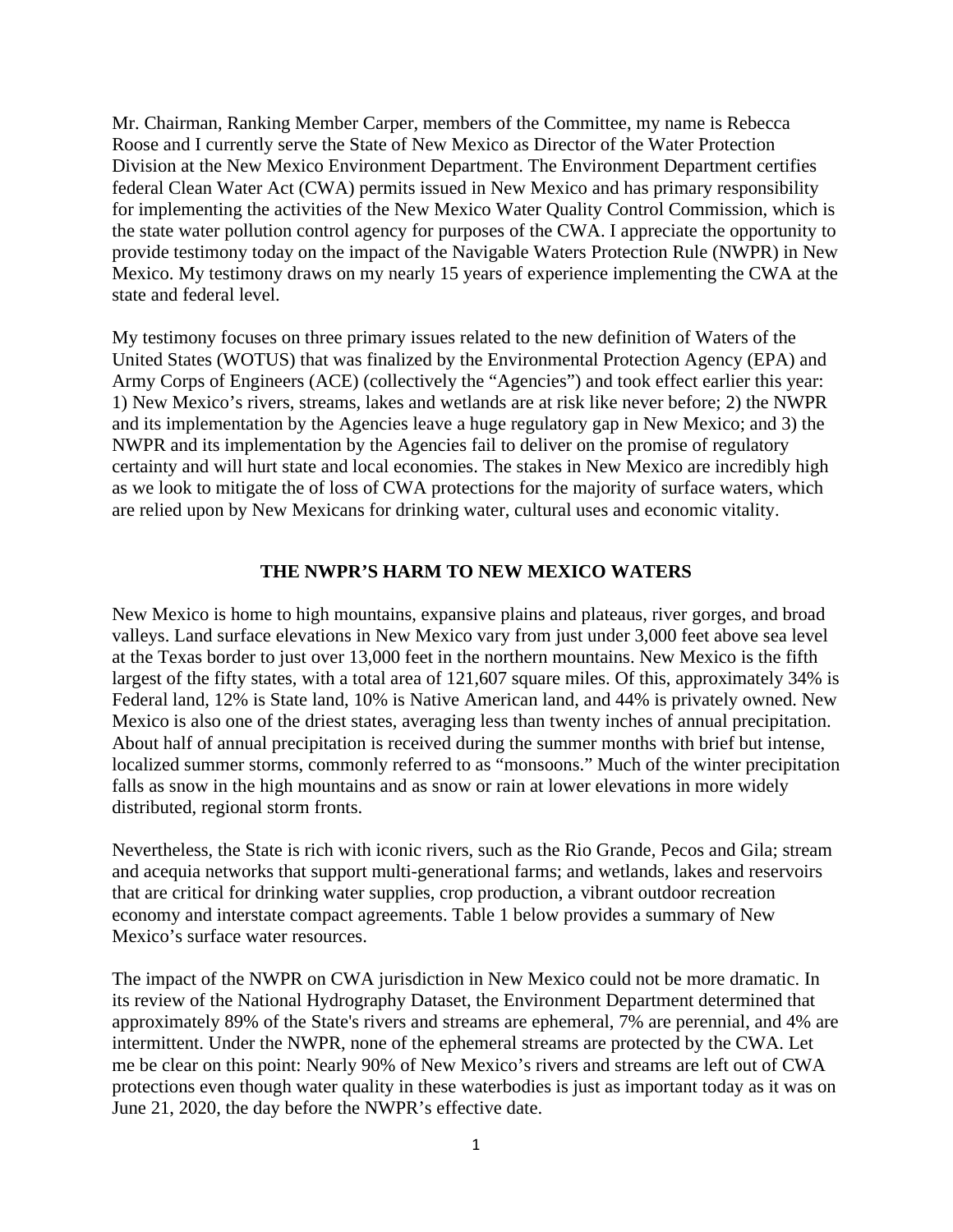Mr. Chairman, Ranking Member Carper, members of the Committee, my name is Rebecca Roose and I currently serve the State of New Mexico as Director of the Water Protection Division at the New Mexico Environment Department. The Environment Department certifies federal Clean Water Act (CWA) permits issued in New Mexico and has primary responsibility for implementing the activities of the New Mexico Water Quality Control Commission, which is the state water pollution control agency for purposes of the CWA. I appreciate the opportunity to provide testimony today on the impact of the Navigable Waters Protection Rule (NWPR) in New Mexico. My testimony draws on my nearly 15 years of experience implementing the CWA at the state and federal level.

My testimony focuses on three primary issues related to the new definition of Waters of the United States (WOTUS) that was finalized by the Environmental Protection Agency (EPA) and Army Corps of Engineers (ACE) (collectively the "Agencies") and took effect earlier this year: 1) New Mexico's rivers, streams, lakes and wetlands are at risk like never before; 2) the NWPR and its implementation by the Agencies leave a huge regulatory gap in New Mexico; and 3) the NWPR and its implementation by the Agencies fail to deliver on the promise of regulatory certainty and will hurt state and local economies. The stakes in New Mexico are incredibly high as we look to mitigate the of loss of CWA protections for the majority of surface waters, which are relied upon by New Mexicans for drinking water, cultural uses and economic vitality.

## THE NWPR'S HARM TO NEW MEXICO WATERS

New Mexico is home to high mountains, expansive plains and plateaus, river gorges, and broad valleys. Land surface elevations in New Mexico vary from just under 3,000 feet above sea level at the Texas border to just over 13,000 feet in the northern mountains. New Mexico is the fifth largest of the fifty states, with a total area of 121,607 square miles. Of this, approximately 34% is Federal land, 12% is State land, 10% is Native American land, and 44% is privately owned. New Mexico is also one of the driest states, averaging less than twenty inches of annual precipitation. About half of annual precipitation is received during the summer months with brief but intense, localized summer storms, commonly referred to as "monsoons." Much of the winter precipitation falls as snow in the high mountains and as snow or rain at lower elevations in more widely distributed, regional storm fronts.

Nevertheless, the State is rich with iconic rivers, such as the Rio Grande, Pecos and Gila; stream and acequia networks that support multi-generational farms; and wetlands, lakes and reservoirs that are critical for drinking water supplies, crop production, a vibrant outdoor recreation economy and interstate compact agreements. Table 1 below provides a summary of New Mexico's surface water resources.

The impact of the NWPR on CWA jurisdiction in New Mexico could not be more dramatic. In its review of the National Hydrography Dataset, the Environment Department determined that approximately 89% of the State's rivers and streams are ephemeral, 7% are perennial, and 4% are intermittent. Under the NWPR, none of the ephemeral streams are protected by the CWA. Let me be clear on this point: Nearly 90% of New Mexico's rivers and streams are left out of CWA protections even though water quality in these waterbodies is just as important today as it was on June 21, 2020, the day before the NWPR's effective date.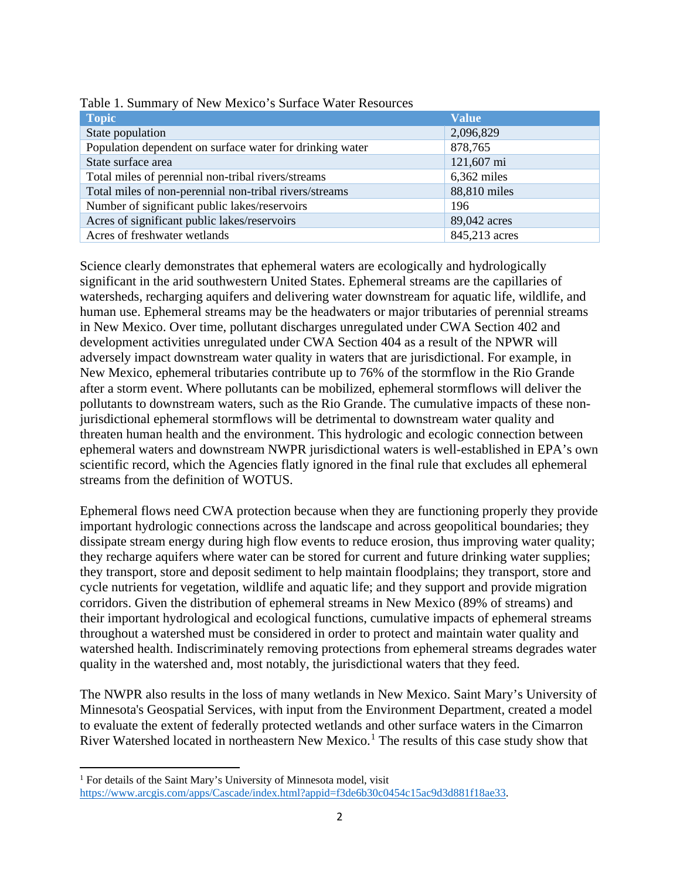Table 1. Summary of New Mexico's Surface Water Resources

| Topic | Value |
|---|---|
| State population | 2,096,829 |
| Population dependent on surface water for drinking water | 878,765 |
| State surface area | 121,607 mi |
| Total miles of perennial non-tribal rivers/streams | 6,362 miles |
| Total miles of non-perennial non-tribal rivers/streams | 88,810 miles |
| Number of significant public lakes/reservoirs | 196 |
| Acres of significant public lakes/reservoirs | 89,042 acres |
| Acres of freshwater wetlands | 845,213 acres |

Science clearly demonstrates that ephemeral waters are ecologically and hydrologically significant in the arid southwestern United States. Ephemeral streams are the capillaries of watersheds, recharging aquifers and delivering water downstream for aquatic life, wildlife, and human use. Ephemeral streams may be the headwaters or major tributaries of perennial streams in New Mexico. Over time, pollutant discharges unregulated under CWA Section 402 and development activities unregulated under CWA Section 404 as a result of the NPWR will adversely impact downstream water quality in waters that are jurisdictional. For example, in New Mexico, ephemeral tributaries contribute up to 76% of the stormflow in the Rio Grande after a storm event. Where pollutants can be mobilized, ephemeral stormflows will deliver the pollutants to downstream waters, such as the Rio Grande. The cumulative impacts of these non-jurisdictional ephemeral stormflows will be detrimental to downstream water quality and threaten human health and the environment. This hydrologic and ecologic connection between ephemeral waters and downstream NWPR jurisdictional waters is well-established in EPA's own scientific record, which the Agencies flatly ignored in the final rule that excludes all ephemeral streams from the definition of WOTUS.

Ephemeral flows need CWA protection because when they are functioning properly they provide important hydrologic connections across the landscape and across geopolitical boundaries; they dissipate stream energy during high flow events to reduce erosion, thus improving water quality; they recharge aquifers where water can be stored for current and future drinking water supplies; they transport, store and deposit sediment to help maintain floodplains; they transport, store and cycle nutrients for vegetation, wildlife and aquatic life; and they support and provide migration corridors. Given the distribution of ephemeral streams in New Mexico (89% of streams) and their important hydrological and ecological functions, cumulative impacts of ephemeral streams throughout a watershed must be considered in order to protect and maintain water quality and watershed health. Indiscriminately removing protections from ephemeral streams degrades water quality in the watershed and, most notably, the jurisdictional waters that they feed.

The NWPR also results in the loss of many wetlands in New Mexico. Saint Mary's University of Minnesota's Geospatial Services, with input from the Environment Department, created a model to evaluate the extent of federally protected wetlands and other surface waters in the Cimarron River Watershed located in northeastern New Mexico.[1] The results of this case study show that

[1] For details of the Saint Mary's University of Minnesota model, visit https://www.arcgis.com/apps/Cascade/index.html?appid=f3de6b30c0454c15ac9d3d881f18ae33.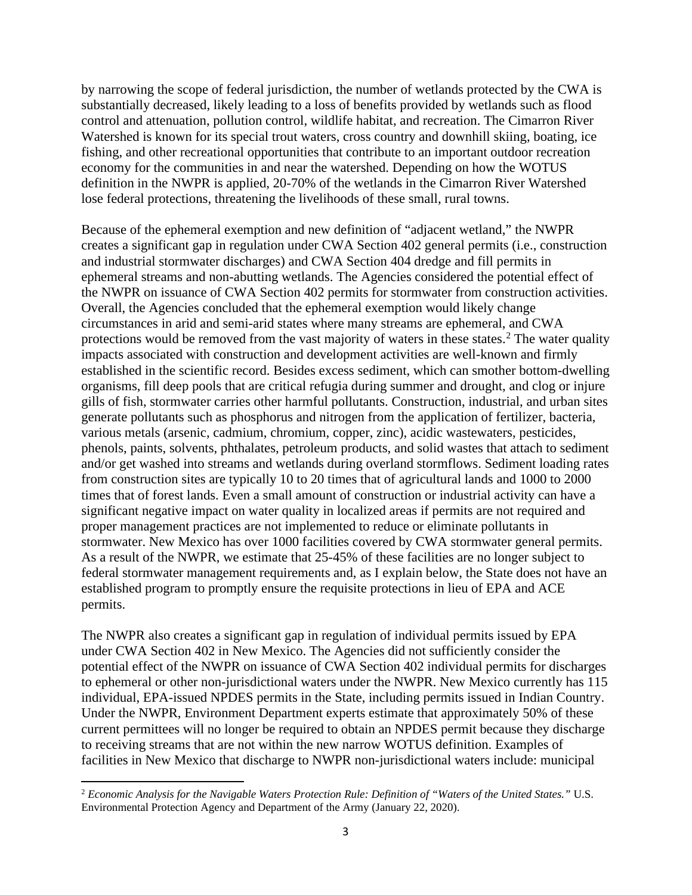by narrowing the scope of federal jurisdiction, the number of wetlands protected by the CWA is substantially decreased, likely leading to a loss of benefits provided by wetlands such as flood control and attenuation, pollution control, wildlife habitat, and recreation. The Cimarron River Watershed is known for its special trout waters, cross country and downhill skiing, boating, ice fishing, and other recreational opportunities that contribute to an important outdoor recreation economy for the communities in and near the watershed. Depending on how the WOTUS definition in the NWPR is applied, 20-70% of the wetlands in the Cimarron River Watershed lose federal protections, threatening the livelihoods of these small, rural towns.

Because of the ephemeral exemption and new definition of "adjacent wetland," the NWPR creates a significant gap in regulation under CWA Section 402 general permits (i.e., construction and industrial stormwater discharges) and CWA Section 404 dredge and fill permits in ephemeral streams and non-abutting wetlands. The Agencies considered the potential effect of the NWPR on issuance of CWA Section 402 permits for stormwater from construction activities. Overall, the Agencies concluded that the ephemeral exemption would likely change circumstances in arid and semi-arid states where many streams are ephemeral, and CWA protections would be removed from the vast majority of waters in these states.[2] The water quality impacts associated with construction and development activities are well-known and firmly established in the scientific record. Besides excess sediment, which can smother bottom-dwelling organisms, fill deep pools that are critical refugia during summer and drought, and clog or injure gills of fish, stormwater carries other harmful pollutants. Construction, industrial, and urban sites generate pollutants such as phosphorus and nitrogen from the application of fertilizer, bacteria, various metals (arsenic, cadmium, chromium, copper, zinc), acidic wastewaters, pesticides, phenols, paints, solvents, phthalates, petroleum products, and solid wastes that attach to sediment and/or get washed into streams and wetlands during overland stormflows. Sediment loading rates from construction sites are typically 10 to 20 times that of agricultural lands and 1000 to 2000 times that of forest lands. Even a small amount of construction or industrial activity can have a significant negative impact on water quality in localized areas if permits are not required and proper management practices are not implemented to reduce or eliminate pollutants in stormwater. New Mexico has over 1000 facilities covered by CWA stormwater general permits. As a result of the NWPR, we estimate that 25-45% of these facilities are no longer subject to federal stormwater management requirements and, as I explain below, the State does not have an established program to promptly ensure the requisite protections in lieu of EPA and ACE permits.

The NWPR also creates a significant gap in regulation of individual permits issued by EPA under CWA Section 402 in New Mexico. The Agencies did not sufficiently consider the potential effect of the NWPR on issuance of CWA Section 402 individual permits for discharges to ephemeral or other non-jurisdictional waters under the NWPR. New Mexico currently has 115 individual, EPA-issued NPDES permits in the State, including permits issued in Indian Country. Under the NWPR, Environment Department experts estimate that approximately 50% of these current permittees will no longer be required to obtain an NPDES permit because they discharge to receiving streams that are not within the new narrow WOTUS definition. Examples of facilities in New Mexico that discharge to NWPR non-jurisdictional waters include: municipal

---

[2] *Economic Analysis for the Navigable Waters Protection Rule: Definition of "Waters of the United States."* U.S. Environmental Protection Agency and Department of the Army (January 22, 2020).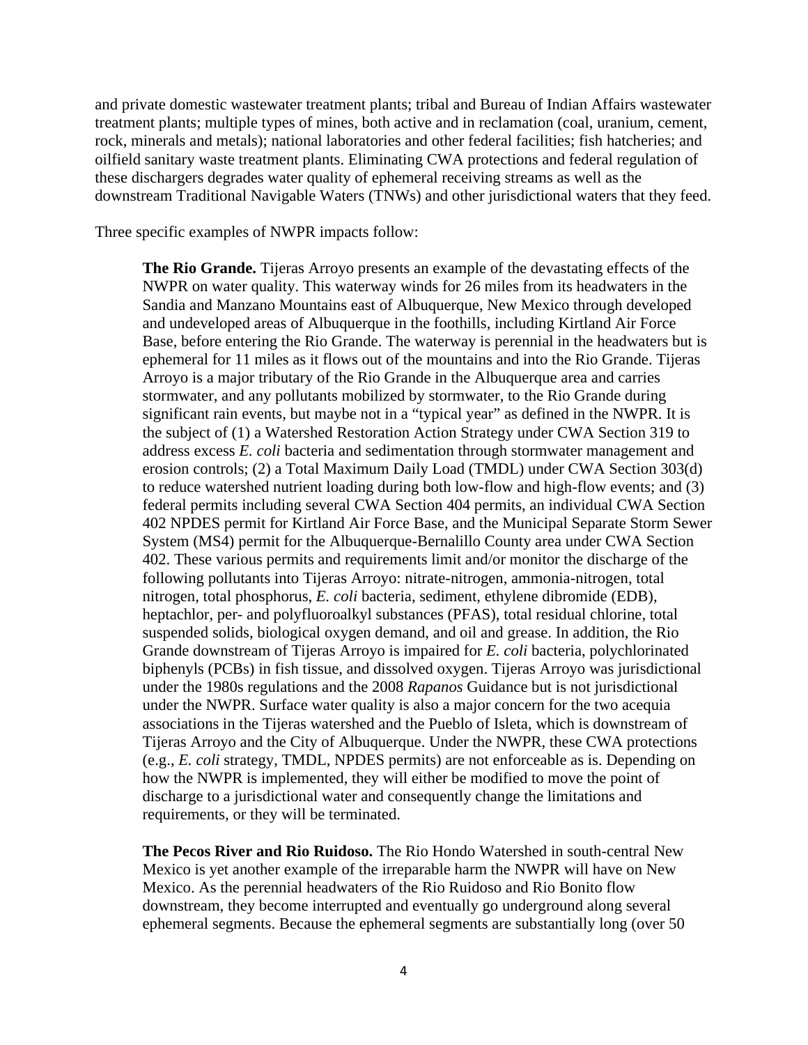and private domestic wastewater treatment plants; tribal and Bureau of Indian Affairs wastewater treatment plants; multiple types of mines, both active and in reclamation (coal, uranium, cement, rock, minerals and metals); national laboratories and other federal facilities; fish hatcheries; and oilfield sanitary waste treatment plants. Eliminating CWA protections and federal regulation of these dischargers degrades water quality of ephemeral receiving streams as well as the downstream Traditional Navigable Waters (TNWs) and other jurisdictional waters that they feed.

Three specific examples of NWPR impacts follow:

> **The Rio Grande.** Tijeras Arroyo presents an example of the devastating effects of the NWPR on water quality. This waterway winds for 26 miles from its headwaters in the Sandia and Manzano Mountains east of Albuquerque, New Mexico through developed and undeveloped areas of Albuquerque in the foothills, including Kirtland Air Force Base, before entering the Rio Grande. The waterway is perennial in the headwaters but is ephemeral for 11 miles as it flows out of the mountains and into the Rio Grande. Tijeras Arroyo is a major tributary of the Rio Grande in the Albuquerque area and carries stormwater, and any pollutants mobilized by stormwater, to the Rio Grande during significant rain events, but maybe not in a "typical year" as defined in the NWPR. It is the subject of (1) a Watershed Restoration Action Strategy under CWA Section 319 to address excess *E. coli* bacteria and sedimentation through stormwater management and erosion controls; (2) a Total Maximum Daily Load (TMDL) under CWA Section 303(d) to reduce watershed nutrient loading during both low-flow and high-flow events; and (3) federal permits including several CWA Section 404 permits, an individual CWA Section 402 NPDES permit for Kirtland Air Force Base, and the Municipal Separate Storm Sewer System (MS4) permit for the Albuquerque-Bernalillo County area under CWA Section 402. These various permits and requirements limit and/or monitor the discharge of the following pollutants into Tijeras Arroyo: nitrate-nitrogen, ammonia-nitrogen, total nitrogen, total phosphorus, *E. coli* bacteria, sediment, ethylene dibromide (EDB), heptachlor, per- and polyfluoroalkyl substances (PFAS), total residual chlorine, total suspended solids, biological oxygen demand, and oil and grease. In addition, the Rio Grande downstream of Tijeras Arroyo is impaired for *E. coli* bacteria, polychlorinated biphenyls (PCBs) in fish tissue, and dissolved oxygen. Tijeras Arroyo was jurisdictional under the 1980s regulations and the 2008 *Rapanos* Guidance but is not jurisdictional under the NWPR. Surface water quality is also a major concern for the two acequia associations in the Tijeras watershed and the Pueblo of Isleta, which is downstream of Tijeras Arroyo and the City of Albuquerque. Under the NWPR, these CWA protections (e.g., *E. coli* strategy, TMDL, NPDES permits) are not enforceable as is. Depending on how the NWPR is implemented, they will either be modified to move the point of discharge to a jurisdictional water and consequently change the limitations and requirements, or they will be terminated.
>
> **The Pecos River and Rio Ruidoso.** The Rio Hondo Watershed in south-central New Mexico is yet another example of the irreparable harm the NWPR will have on New Mexico. As the perennial headwaters of the Rio Ruidoso and Rio Bonito flow downstream, they become interrupted and eventually go underground along several ephemeral segments. Because the ephemeral segments are substantially long (over 50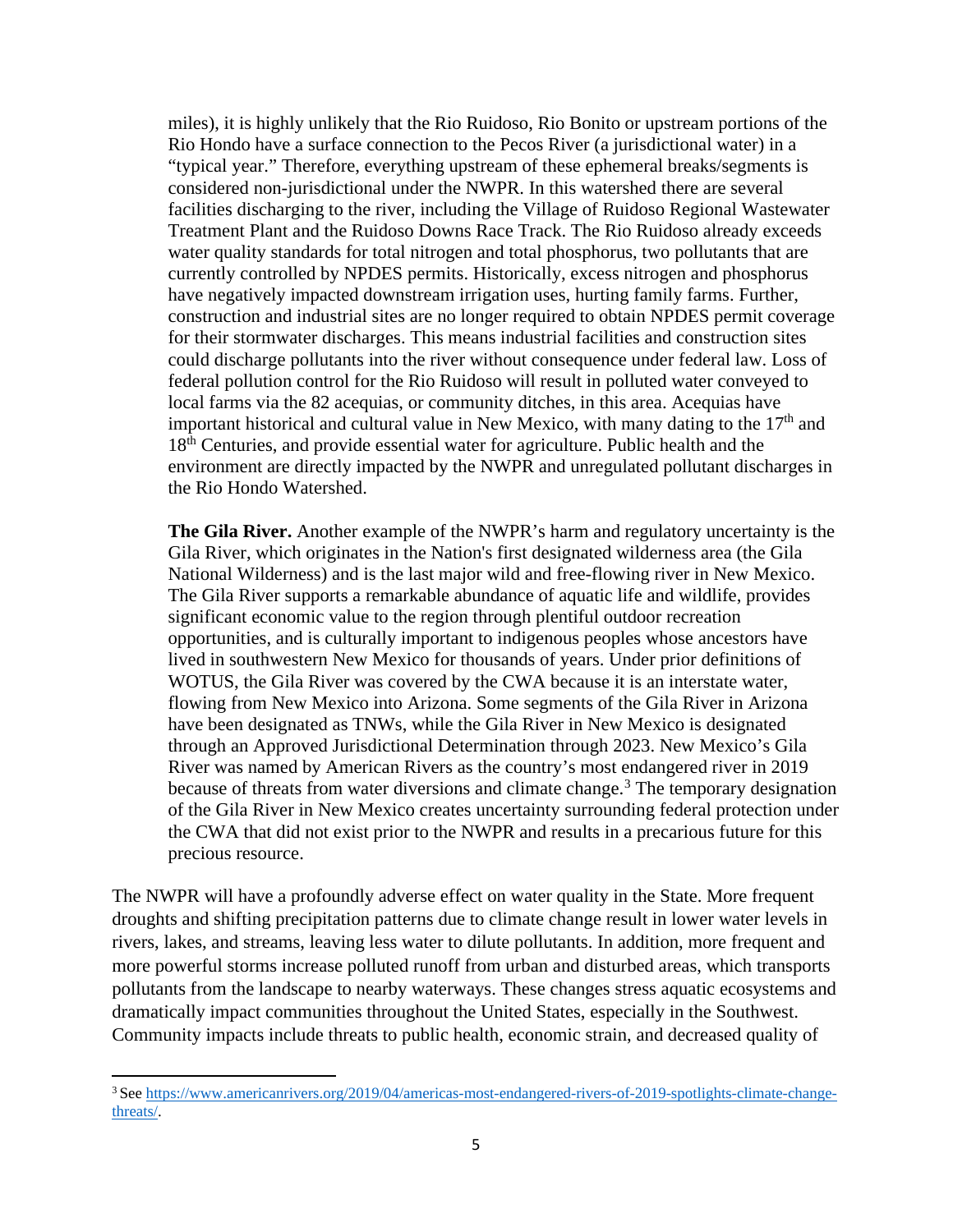miles), it is highly unlikely that the Rio Ruidoso, Rio Bonito or upstream portions of the Rio Hondo have a surface connection to the Pecos River (a jurisdictional water) in a "typical year." Therefore, everything upstream of these ephemeral breaks/segments is considered non-jurisdictional under the NWPR. In this watershed there are several facilities discharging to the river, including the Village of Ruidoso Regional Wastewater Treatment Plant and the Ruidoso Downs Race Track. The Rio Ruidoso already exceeds water quality standards for total nitrogen and total phosphorus, two pollutants that are currently controlled by NPDES permits. Historically, excess nitrogen and phosphorus have negatively impacted downstream irrigation uses, hurting family farms. Further, construction and industrial sites are no longer required to obtain NPDES permit coverage for their stormwater discharges. This means industrial facilities and construction sites could discharge pollutants into the river without consequence under federal law. Loss of federal pollution control for the Rio Ruidoso will result in polluted water conveyed to local farms via the 82 acequias, or community ditches, in this area. Acequias have important historical and cultural value in New Mexico, with many dating to the 17th and 18th Centuries, and provide essential water for agriculture. Public health and the environment are directly impacted by the NWPR and unregulated pollutant discharges in the Rio Hondo Watershed.

**The Gila River.** Another example of the NWPR's harm and regulatory uncertainty is the Gila River, which originates in the Nation's first designated wilderness area (the Gila National Wilderness) and is the last major wild and free-flowing river in New Mexico. The Gila River supports a remarkable abundance of aquatic life and wildlife, provides significant economic value to the region through plentiful outdoor recreation opportunities, and is culturally important to indigenous peoples whose ancestors have lived in southwestern New Mexico for thousands of years. Under prior definitions of WOTUS, the Gila River was covered by the CWA because it is an interstate water, flowing from New Mexico into Arizona. Some segments of the Gila River in Arizona have been designated as TNWs, while the Gila River in New Mexico is designated through an Approved Jurisdictional Determination through 2023. New Mexico's Gila River was named by American Rivers as the country's most endangered river in 2019 because of threats from water diversions and climate change.[3] The temporary designation of the Gila River in New Mexico creates uncertainty surrounding federal protection under the CWA that did not exist prior to the NWPR and results in a precarious future for this precious resource.

The NWPR will have a profoundly adverse effect on water quality in the State. More frequent droughts and shifting precipitation patterns due to climate change result in lower water levels in rivers, lakes, and streams, leaving less water to dilute pollutants. In addition, more frequent and more powerful storms increase polluted runoff from urban and disturbed areas, which transports pollutants from the landscape to nearby waterways. These changes stress aquatic ecosystems and dramatically impact communities throughout the United States, especially in the Southwest. Community impacts include threats to public health, economic strain, and decreased quality of

[3] See https://www.americanrivers.org/2019/04/americas-most-endangered-rivers-of-2019-spotlights-climate-change-threats/.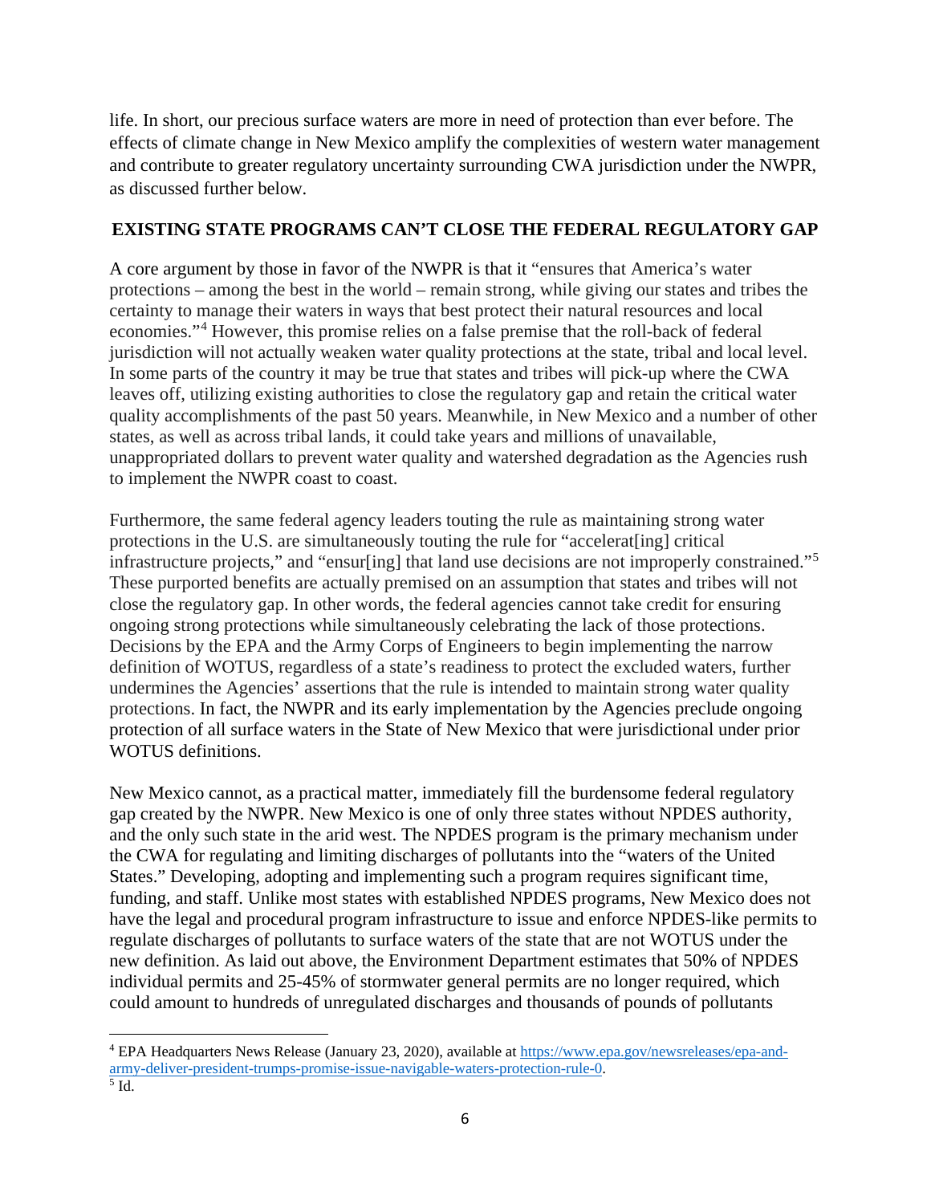life. In short, our precious surface waters are more in need of protection than ever before. The effects of climate change in New Mexico amplify the complexities of western water management and contribute to greater regulatory uncertainty surrounding CWA jurisdiction under the NWPR, as discussed further below.

## EXISTING STATE PROGRAMS CAN'T CLOSE THE FEDERAL REGULATORY GAP

A core argument by those in favor of the NWPR is that it "ensures that America's water protections – among the best in the world – remain strong, while giving our states and tribes the certainty to manage their waters in ways that best protect their natural resources and local economies."[4] However, this promise relies on a false premise that the roll-back of federal jurisdiction will not actually weaken water quality protections at the state, tribal and local level. In some parts of the country it may be true that states and tribes will pick-up where the CWA leaves off, utilizing existing authorities to close the regulatory gap and retain the critical water quality accomplishments of the past 50 years. Meanwhile, in New Mexico and a number of other states, as well as across tribal lands, it could take years and millions of unavailable, unappropriated dollars to prevent water quality and watershed degradation as the Agencies rush to implement the NWPR coast to coast.

Furthermore, the same federal agency leaders touting the rule as maintaining strong water protections in the U.S. are simultaneously touting the rule for "accelerat[ing] critical infrastructure projects," and "ensur[ing] that land use decisions are not improperly constrained."[5] These purported benefits are actually premised on an assumption that states and tribes will not close the regulatory gap. In other words, the federal agencies cannot take credit for ensuring ongoing strong protections while simultaneously celebrating the lack of those protections. Decisions by the EPA and the Army Corps of Engineers to begin implementing the narrow definition of WOTUS, regardless of a state's readiness to protect the excluded waters, further undermines the Agencies' assertions that the rule is intended to maintain strong water quality protections. In fact, the NWPR and its early implementation by the Agencies preclude ongoing protection of all surface waters in the State of New Mexico that were jurisdictional under prior WOTUS definitions.

New Mexico cannot, as a practical matter, immediately fill the burdensome federal regulatory gap created by the NWPR. New Mexico is one of only three states without NPDES authority, and the only such state in the arid west. The NPDES program is the primary mechanism under the CWA for regulating and limiting discharges of pollutants into the "waters of the United States." Developing, adopting and implementing such a program requires significant time, funding, and staff. Unlike most states with established NPDES programs, New Mexico does not have the legal and procedural program infrastructure to issue and enforce NPDES-like permits to regulate discharges of pollutants to surface waters of the state that are not WOTUS under the new definition. As laid out above, the Environment Department estimates that 50% of NPDES individual permits and 25-45% of stormwater general permits are no longer required, which could amount to hundreds of unregulated discharges and thousands of pounds of pollutants

---

[4] EPA Headquarters News Release (January 23, 2020), available at https://www.epa.gov/newsreleases/epa-and-army-deliver-president-trumps-promise-issue-navigable-waters-protection-rule-0.

[5] Id.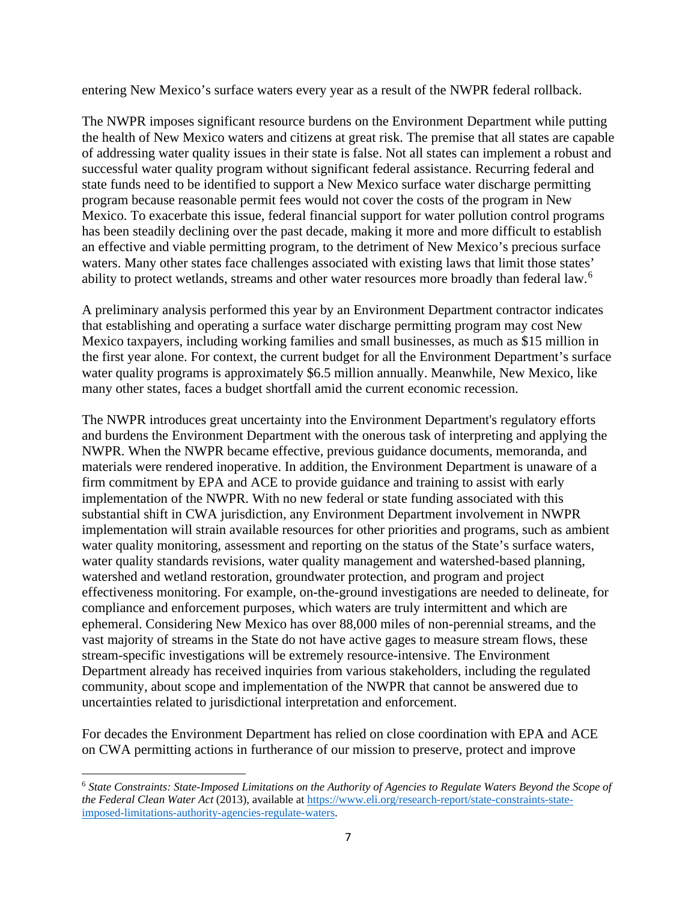entering New Mexico's surface waters every year as a result of the NWPR federal rollback.

The NWPR imposes significant resource burdens on the Environment Department while putting the health of New Mexico waters and citizens at great risk. The premise that all states are capable of addressing water quality issues in their state is false. Not all states can implement a robust and successful water quality program without significant federal assistance. Recurring federal and state funds need to be identified to support a New Mexico surface water discharge permitting program because reasonable permit fees would not cover the costs of the program in New Mexico. To exacerbate this issue, federal financial support for water pollution control programs has been steadily declining over the past decade, making it more and more difficult to establish an effective and viable permitting program, to the detriment of New Mexico's precious surface waters. Many other states face challenges associated with existing laws that limit those states' ability to protect wetlands, streams and other water resources more broadly than federal law.[6]

A preliminary analysis performed this year by an Environment Department contractor indicates that establishing and operating a surface water discharge permitting program may cost New Mexico taxpayers, including working families and small businesses, as much as $15 million in the first year alone. For context, the current budget for all the Environment Department's surface water quality programs is approximately $6.5 million annually. Meanwhile, New Mexico, like many other states, faces a budget shortfall amid the current economic recession.

The NWPR introduces great uncertainty into the Environment Department's regulatory efforts and burdens the Environment Department with the onerous task of interpreting and applying the NWPR. When the NWPR became effective, previous guidance documents, memoranda, and materials were rendered inoperative. In addition, the Environment Department is unaware of a firm commitment by EPA and ACE to provide guidance and training to assist with early implementation of the NWPR. With no new federal or state funding associated with this substantial shift in CWA jurisdiction, any Environment Department involvement in NWPR implementation will strain available resources for other priorities and programs, such as ambient water quality monitoring, assessment and reporting on the status of the State's surface waters, water quality standards revisions, water quality management and watershed-based planning, watershed and wetland restoration, groundwater protection, and program and project effectiveness monitoring. For example, on-the-ground investigations are needed to delineate, for compliance and enforcement purposes, which waters are truly intermittent and which are ephemeral. Considering New Mexico has over 88,000 miles of non-perennial streams, and the vast majority of streams in the State do not have active gages to measure stream flows, these stream-specific investigations will be extremely resource-intensive. The Environment Department already has received inquiries from various stakeholders, including the regulated community, about scope and implementation of the NWPR that cannot be answered due to uncertainties related to jurisdictional interpretation and enforcement.

For decades the Environment Department has relied on close coordination with EPA and ACE on CWA permitting actions in furtherance of our mission to preserve, protect and improve

[6] *State Constraints: State-Imposed Limitations on the Authority of Agencies to Regulate Waters Beyond the Scope of the Federal Clean Water Act* (2013), available at https://www.eli.org/research-report/state-constraints-state-imposed-limitations-authority-agencies-regulate-waters.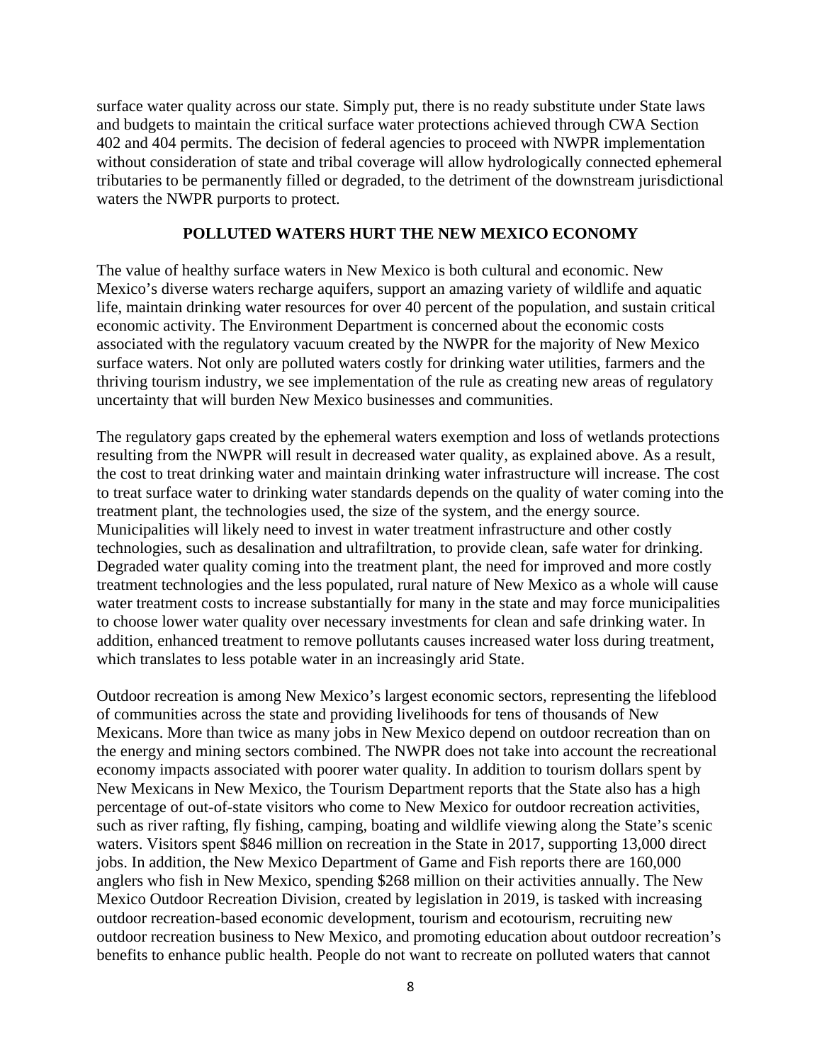surface water quality across our state. Simply put, there is no ready substitute under State laws and budgets to maintain the critical surface water protections achieved through CWA Section 402 and 404 permits. The decision of federal agencies to proceed with NWPR implementation without consideration of state and tribal coverage will allow hydrologically connected ephemeral tributaries to be permanently filled or degraded, to the detriment of the downstream jurisdictional waters the NWPR purports to protect.

## POLLUTED WATERS HURT THE NEW MEXICO ECONOMY

The value of healthy surface waters in New Mexico is both cultural and economic. New Mexico's diverse waters recharge aquifers, support an amazing variety of wildlife and aquatic life, maintain drinking water resources for over 40 percent of the population, and sustain critical economic activity. The Environment Department is concerned about the economic costs associated with the regulatory vacuum created by the NWPR for the majority of New Mexico surface waters. Not only are polluted waters costly for drinking water utilities, farmers and the thriving tourism industry, we see implementation of the rule as creating new areas of regulatory uncertainty that will burden New Mexico businesses and communities.

The regulatory gaps created by the ephemeral waters exemption and loss of wetlands protections resulting from the NWPR will result in decreased water quality, as explained above. As a result, the cost to treat drinking water and maintain drinking water infrastructure will increase. The cost to treat surface water to drinking water standards depends on the quality of water coming into the treatment plant, the technologies used, the size of the system, and the energy source. Municipalities will likely need to invest in water treatment infrastructure and other costly technologies, such as desalination and ultrafiltration, to provide clean, safe water for drinking. Degraded water quality coming into the treatment plant, the need for improved and more costly treatment technologies and the less populated, rural nature of New Mexico as a whole will cause water treatment costs to increase substantially for many in the state and may force municipalities to choose lower water quality over necessary investments for clean and safe drinking water. In addition, enhanced treatment to remove pollutants causes increased water loss during treatment, which translates to less potable water in an increasingly arid State.

Outdoor recreation is among New Mexico's largest economic sectors, representing the lifeblood of communities across the state and providing livelihoods for tens of thousands of New Mexicans. More than twice as many jobs in New Mexico depend on outdoor recreation than on the energy and mining sectors combined. The NWPR does not take into account the recreational economy impacts associated with poorer water quality. In addition to tourism dollars spent by New Mexicans in New Mexico, the Tourism Department reports that the State also has a high percentage of out-of-state visitors who come to New Mexico for outdoor recreation activities, such as river rafting, fly fishing, camping, boating and wildlife viewing along the State's scenic waters. Visitors spent $846 million on recreation in the State in 2017, supporting 13,000 direct jobs. In addition, the New Mexico Department of Game and Fish reports there are 160,000 anglers who fish in New Mexico, spending $268 million on their activities annually. The New Mexico Outdoor Recreation Division, created by legislation in 2019, is tasked with increasing outdoor recreation-based economic development, tourism and ecotourism, recruiting new outdoor recreation business to New Mexico, and promoting education about outdoor recreation's benefits to enhance public health. People do not want to recreate on polluted waters that cannot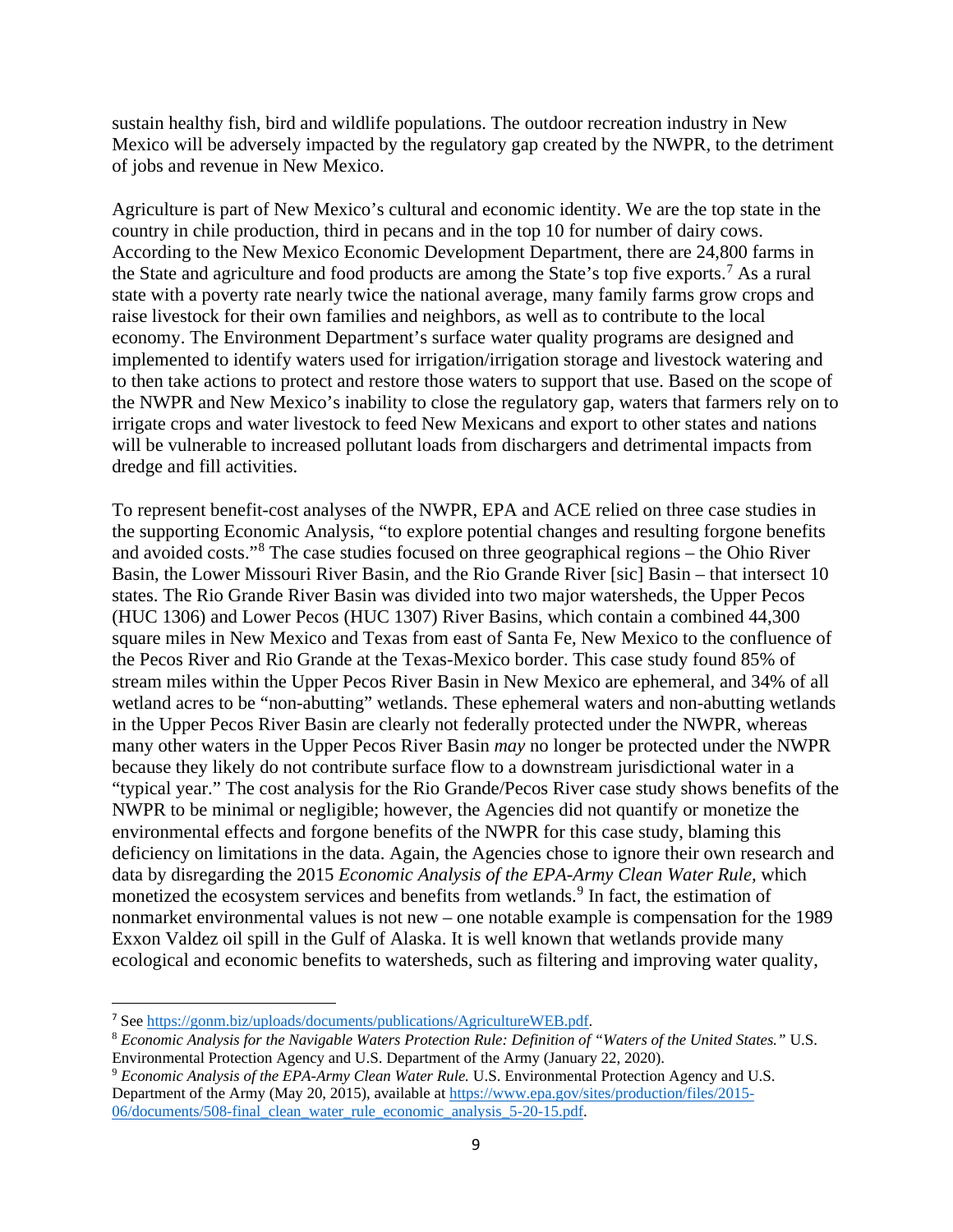sustain healthy fish, bird and wildlife populations. The outdoor recreation industry in New Mexico will be adversely impacted by the regulatory gap created by the NWPR, to the detriment of jobs and revenue in New Mexico.

Agriculture is part of New Mexico's cultural and economic identity. We are the top state in the country in chile production, third in pecans and in the top 10 for number of dairy cows. According to the New Mexico Economic Development Department, there are 24,800 farms in the State and agriculture and food products are among the State's top five exports.[7] As a rural state with a poverty rate nearly twice the national average, many family farms grow crops and raise livestock for their own families and neighbors, as well as to contribute to the local economy. The Environment Department's surface water quality programs are designed and implemented to identify waters used for irrigation/irrigation storage and livestock watering and to then take actions to protect and restore those waters to support that use. Based on the scope of the NWPR and New Mexico's inability to close the regulatory gap, waters that farmers rely on to irrigate crops and water livestock to feed New Mexicans and export to other states and nations will be vulnerable to increased pollutant loads from dischargers and detrimental impacts from dredge and fill activities.

To represent benefit-cost analyses of the NWPR, EPA and ACE relied on three case studies in the supporting Economic Analysis, "to explore potential changes and resulting forgone benefits and avoided costs."[8] The case studies focused on three geographical regions – the Ohio River Basin, the Lower Missouri River Basin, and the Rio Grande River [sic] Basin – that intersect 10 states. The Rio Grande River Basin was divided into two major watersheds, the Upper Pecos (HUC 1306) and Lower Pecos (HUC 1307) River Basins, which contain a combined 44,300 square miles in New Mexico and Texas from east of Santa Fe, New Mexico to the confluence of the Pecos River and Rio Grande at the Texas-Mexico border. This case study found 85% of stream miles within the Upper Pecos River Basin in New Mexico are ephemeral, and 34% of all wetland acres to be "non-abutting" wetlands. These ephemeral waters and non-abutting wetlands in the Upper Pecos River Basin are clearly not federally protected under the NWPR, whereas many other waters in the Upper Pecos River Basin *may* no longer be protected under the NWPR because they likely do not contribute surface flow to a downstream jurisdictional water in a "typical year." The cost analysis for the Rio Grande/Pecos River case study shows benefits of the NWPR to be minimal or negligible; however, the Agencies did not quantify or monetize the environmental effects and forgone benefits of the NWPR for this case study, blaming this deficiency on limitations in the data. Again, the Agencies chose to ignore their own research and data by disregarding the 2015 *Economic Analysis of the EPA-Army Clean Water Rule*, which monetized the ecosystem services and benefits from wetlands.[9] In fact, the estimation of nonmarket environmental values is not new – one notable example is compensation for the 1989 Exxon Valdez oil spill in the Gulf of Alaska. It is well known that wetlands provide many ecological and economic benefits to watersheds, such as filtering and improving water quality,

---

[7] See https://gonm.biz/uploads/documents/publications/AgricultureWEB.pdf.

[8] *Economic Analysis for the Navigable Waters Protection Rule: Definition of "Waters of the United States."* U.S. Environmental Protection Agency and U.S. Department of the Army (January 22, 2020).

[9] *Economic Analysis of the EPA-Army Clean Water Rule.* U.S. Environmental Protection Agency and U.S. Department of the Army (May 20, 2015), available at https://www.epa.gov/sites/production/files/2015-06/documents/508-final_clean_water_rule_economic_analysis_5-20-15.pdf.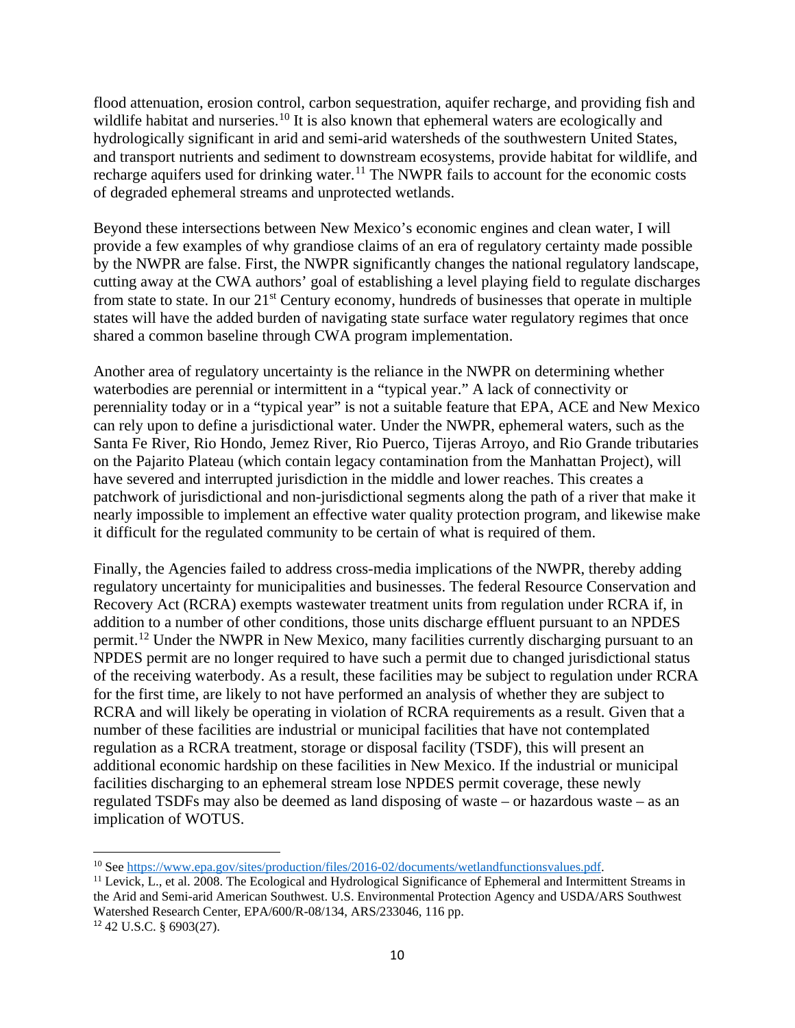flood attenuation, erosion control, carbon sequestration, aquifer recharge, and providing fish and wildlife habitat and nurseries.[10] It is also known that ephemeral waters are ecologically and hydrologically significant in arid and semi-arid watersheds of the southwestern United States, and transport nutrients and sediment to downstream ecosystems, provide habitat for wildlife, and recharge aquifers used for drinking water.[11] The NWPR fails to account for the economic costs of degraded ephemeral streams and unprotected wetlands.

Beyond these intersections between New Mexico's economic engines and clean water, I will provide a few examples of why grandiose claims of an era of regulatory certainty made possible by the NWPR are false. First, the NWPR significantly changes the national regulatory landscape, cutting away at the CWA authors' goal of establishing a level playing field to regulate discharges from state to state. In our 21st Century economy, hundreds of businesses that operate in multiple states will have the added burden of navigating state surface water regulatory regimes that once shared a common baseline through CWA program implementation.

Another area of regulatory uncertainty is the reliance in the NWPR on determining whether waterbodies are perennial or intermittent in a "typical year." A lack of connectivity or perenniality today or in a "typical year" is not a suitable feature that EPA, ACE and New Mexico can rely upon to define a jurisdictional water. Under the NWPR, ephemeral waters, such as the Santa Fe River, Rio Hondo, Jemez River, Rio Puerco, Tijeras Arroyo, and Rio Grande tributaries on the Pajarito Plateau (which contain legacy contamination from the Manhattan Project), will have severed and interrupted jurisdiction in the middle and lower reaches. This creates a patchwork of jurisdictional and non-jurisdictional segments along the path of a river that make it nearly impossible to implement an effective water quality protection program, and likewise make it difficult for the regulated community to be certain of what is required of them.

Finally, the Agencies failed to address cross-media implications of the NWPR, thereby adding regulatory uncertainty for municipalities and businesses. The federal Resource Conservation and Recovery Act (RCRA) exempts wastewater treatment units from regulation under RCRA if, in addition to a number of other conditions, those units discharge effluent pursuant to an NPDES permit.[12] Under the NWPR in New Mexico, many facilities currently discharging pursuant to an NPDES permit are no longer required to have such a permit due to changed jurisdictional status of the receiving waterbody. As a result, these facilities may be subject to regulation under RCRA for the first time, are likely to not have performed an analysis of whether they are subject to RCRA and will likely be operating in violation of RCRA requirements as a result. Given that a number of these facilities are industrial or municipal facilities that have not contemplated regulation as a RCRA treatment, storage or disposal facility (TSDF), this will present an additional economic hardship on these facilities in New Mexico. If the industrial or municipal facilities discharging to an ephemeral stream lose NPDES permit coverage, these newly regulated TSDFs may also be deemed as land disposing of waste – or hazardous waste – as an implication of WOTUS.

---

[10] See https://www.epa.gov/sites/production/files/2016-02/documents/wetlandfunctionsvalues.pdf.

[11] Levick, L., et al. 2008. The Ecological and Hydrological Significance of Ephemeral and Intermittent Streams in the Arid and Semi-arid American Southwest. U.S. Environmental Protection Agency and USDA/ARS Southwest Watershed Research Center, EPA/600/R-08/134, ARS/233046, 116 pp.

[12] 42 U.S.C. § 6903(27).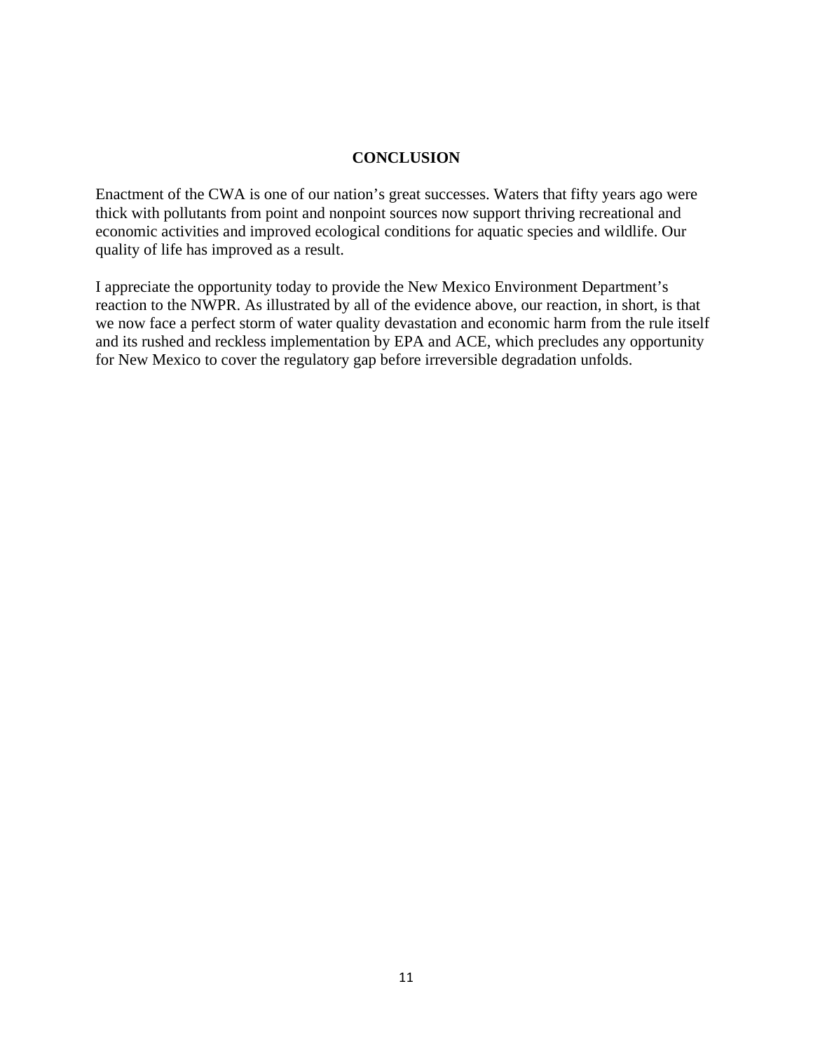## CONCLUSION

Enactment of the CWA is one of our nation's great successes. Waters that fifty years ago were thick with pollutants from point and nonpoint sources now support thriving recreational and economic activities and improved ecological conditions for aquatic species and wildlife. Our quality of life has improved as a result.

I appreciate the opportunity today to provide the New Mexico Environment Department's reaction to the NWPR. As illustrated by all of the evidence above, our reaction, in short, is that we now face a perfect storm of water quality devastation and economic harm from the rule itself and its rushed and reckless implementation by EPA and ACE, which precludes any opportunity for New Mexico to cover the regulatory gap before irreversible degradation unfolds.